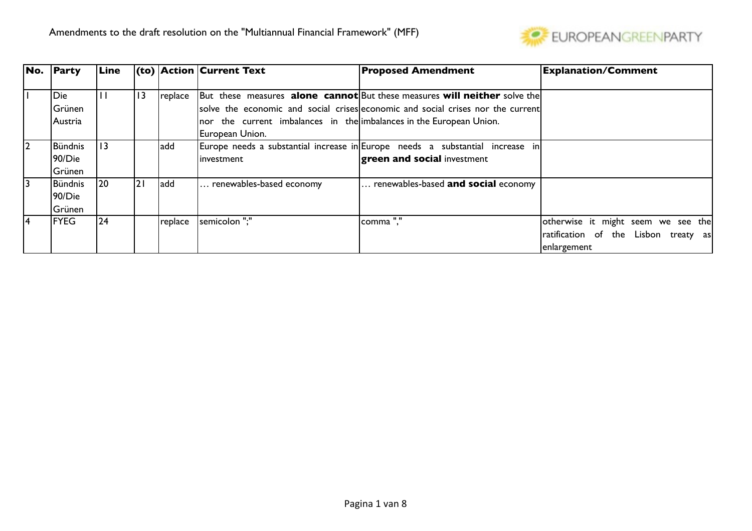Amendments to the draft resolution on the "Multiannual Financial Framework" (MFF)

| No. | Party | Line | (to) | Action | Current Text | Proposed Amendment | Explanation/Comment |
|---|---|---|---|---|---|---|---|
| 1 | Die Grünen Austria | 11 | 13 | replace | But these measures **alone cannot** solve the economic and social crises nor the current imbalances in the European Union. | But these measures **will neither** solve the economic and social crises nor the current imbalances in the European Union. | |
| 2 | Bündnis 90/Die Grünen | 13 | | add | Europe needs a substantial increase in investment | Europe needs a substantial increase in **green and social** investment | |
| 3 | Bündnis 90/Die Grünen | 20 | 21 | add | … renewables-based economy | … renewables-based **and social** economy | |
| 4 | FYEG | 24 | | replace | semicolon ";" | comma "," | otherwise it might seem we see the ratification of the Lisbon treaty as enlargement |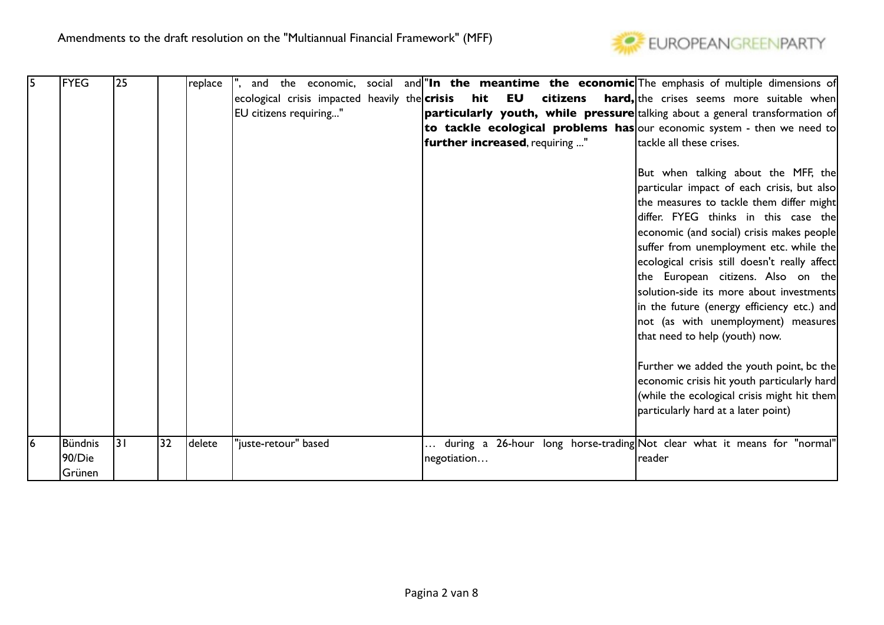| 5 | FYEG | 25 | | replace | ", and the economic, social and ecological crisis impacted heavily the EU citizens requiring..." | "**In the meantime the economic crisis hit EU citizens hard, particularly youth, while pressure to tackle ecological problems has further increased**, requiring ..." | The emphasis of multiple dimensions of the crises seems more suitable when talking about a general transformation of our economic system - then we need to tackle all these crises.<br><br>But when talking about the MFF, the particular impact of each crisis, but also the measures to tackle them differ might differ. FYEG thinks in this case the economic (and social) crisis makes people suffer from unemployment etc. while the ecological crisis still doesn't really affect the European citizens. Also on the solution-side its more about investments in the future (energy efficiency etc.) and not (as with unemployment) measures that need to help (youth) now.<br><br>Further we added the youth point, bc the economic crisis hit youth particularly hard (while the ecological crisis might hit them particularly hard at a later point) |
|---|---|---|---|---|---|---|---|
| 6 | Bündnis 90/Die Grünen | 31 | 32 | delete | "juste-retour" based | … during a 26-hour long horse-trading negotiation… | Not clear what it means for "normal" reader |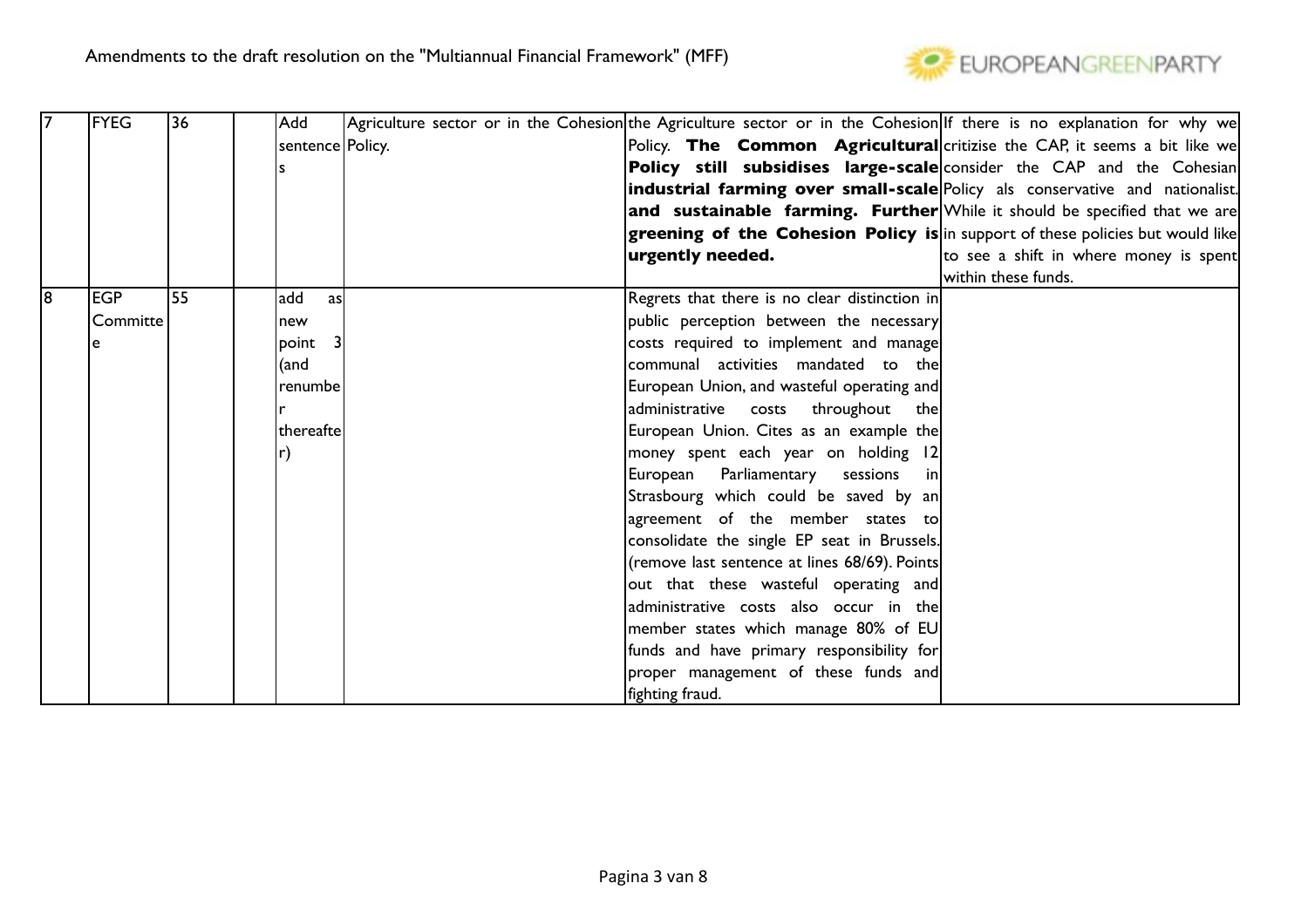| 7 | FYEG | 36 | | Add sentences | Agriculture sector or in the Cohesion Policy. | the Agriculture sector or in the Cohesion Policy. **The Common Agricultural Policy still subsidises large-scale industrial farming over small-scale and sustainable farming. Further greening of the Cohesion Policy is urgently needed.** | If there is no explanation for why we critizise the CAP, it seems a bit like we consider the CAP and the Cohesian Policy als conservative and nationalist. While it should be specified that we are in support of these policies but would like to see a shift in where money is spent within these funds. |
|---|---|---|---|---|---|---|---|
| 8 | EGP Committee | 55 | | add as new point 3 (and renumber thereafter) | | Regrets that there is no clear distinction in public perception between the necessary costs required to implement and manage communal activities mandated to the European Union, and wasteful operating and administrative costs throughout the European Union. Cites as an example the money spent each year on holding 12 European Parliamentary sessions in Strasbourg which could be saved by an agreement of the member states to consolidate the single EP seat in Brussels. (remove last sentence at lines 68/69). Points out that these wasteful operating and administrative costs also occur in the member states which manage 80% of EU funds and have primary responsibility for proper management of these funds and fighting fraud. | |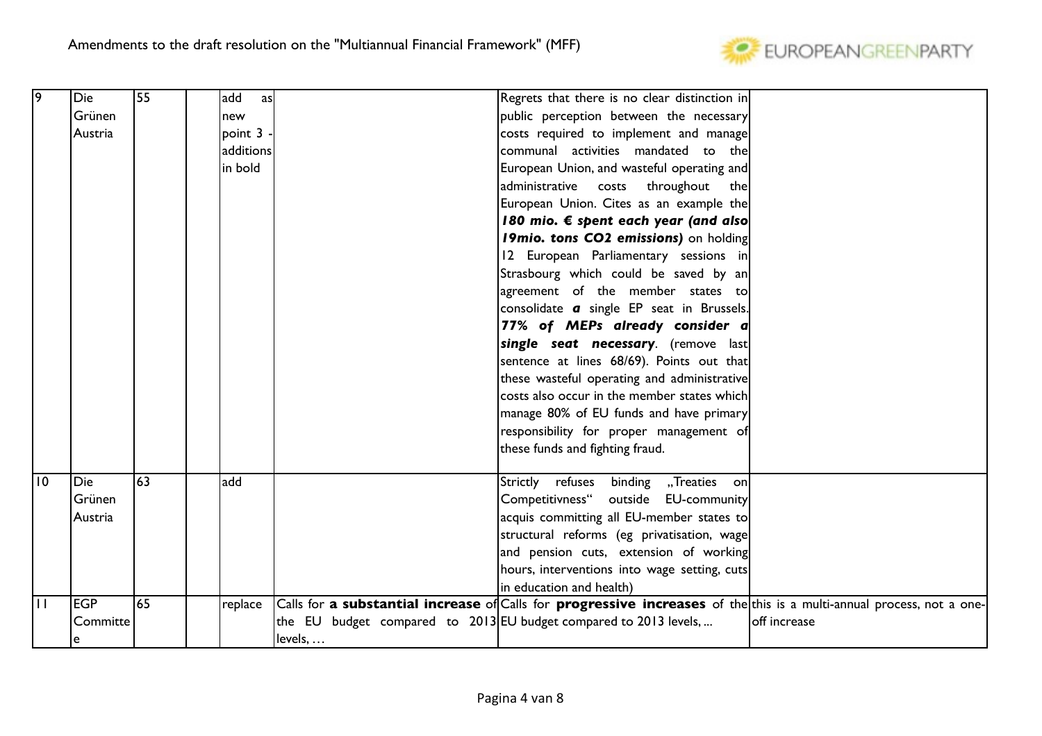| 9 | Die Grünen Austria | 55 | | add as new point 3 - additions in bold | | Regrets that there is no clear distinction in public perception between the necessary costs required to implement and manage communal activities mandated to the European Union, and wasteful operating and administrative costs throughout the European Union. Cites as an example the ***180 mio. € spent each year (and also 19mio. tons CO2 emissions)*** on holding 12 European Parliamentary sessions in Strasbourg which could be saved by an agreement of the member states to consolidate ***a*** single EP seat in Brussels. ***77% of MEPs already consider a single seat necessary***. (remove last sentence at lines 68/69). Points out that these wasteful operating and administrative costs also occur in the member states which manage 80% of EU funds and have primary responsibility for proper management of these funds and fighting fraud. | |
|---|---|---|---|---|---|---|---|
| 10 | Die Grünen Austria | 63 | | add | | Strictly refuses binding „Treaties on Competitivness" outside EU-community acquis committing all EU-member states to structural reforms (eg privatisation, wage and pension cuts, extension of working hours, interventions into wage setting, cuts in education and health) | |
| 11 | EGP Committee | 65 | | replace | Calls for **a substantial increase** of the EU budget compared to 2013 levels, … | Calls for **progressive increases** of the EU budget compared to 2013 levels, ... | this is a multi-annual process, not a one-off increase |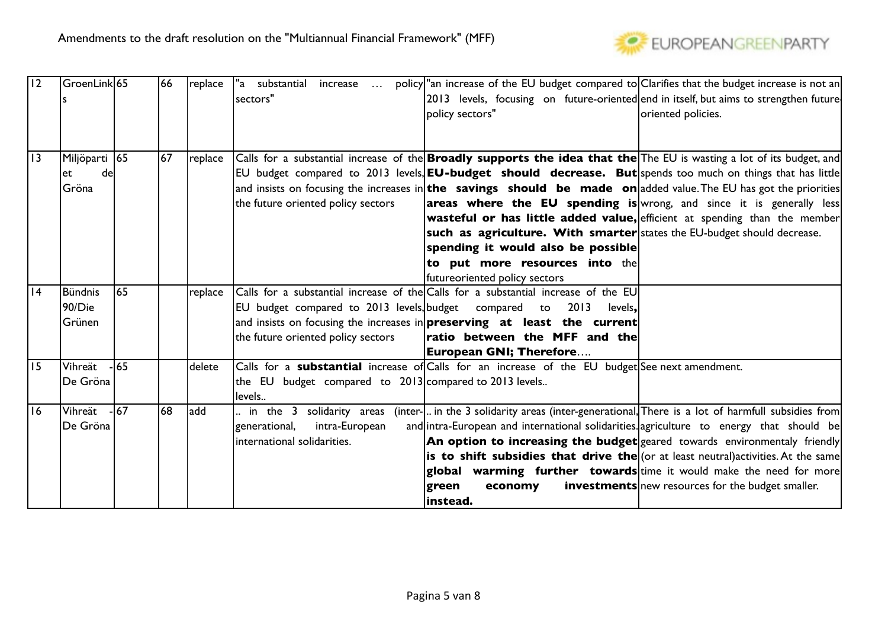Amendments to the draft resolution on the "Multiannual Financial Framework" (MFF)

| 12 | GroenLinks | 65 | 66 | replace | "a substantial increase … policy sectors" | "an increase of the EU budget compared to 2013 levels, focusing on future-oriented policy sectors" | Clarifies that the budget increase is not an end in itself, but aims to strengthen future oriented policies. |
|---|---|---|---|---|---|---|---|
| 13 | Miljöpartiet de Gröna | 65 | 67 | replace | Calls for a substantial increase of the EU budget compared to 2013 levels, and insists on focusing the increases in the future oriented policy sectors | **Broadly supports the idea that the EU-budget should decrease. But the savings should be made on areas where the EU spending is wasteful or has little added value, such as agriculture. With smarter spending it would also be possible to put more resources into** the futureoriented policy sectors | The EU is wasting a lot of its budget, and spends too much on things that has little added value. The EU has got the priorities wrong, and since it is generally less efficient at spending than the member states the EU-budget should decrease. |
| 14 | Bündnis 90/Die Grünen | 65 | | replace | Calls for a substantial increase of the EU budget compared to 2013 levels, and insists on focusing the increases in the future oriented policy sectors | Calls for a substantial increase of the EU budget compared to 2013 levels**, preserving at least the current ratio between the MFF and the European GNI; Therefore**…. | |
| 15 | Vihreät - De Gröna | 65 | | delete | Calls for a **substantial** increase of the EU budget compared to 2013 levels.. | Calls for an increase of the EU budget compared to 2013 levels.. | See next amendment. |
| 16 | Vihreät - De Gröna | 67 | 68 | add | .. in the 3 solidarity areas (inter-generational, intra-European and international solidarities. | .. in the 3 solidarity areas (inter-generational, intra-European and international solidarities. **An option to increasing the budget is to shift subsidies that drive the global warming further towards green economy investments instead.** | There is a lot of harmfull subsidies from agriculture to energy that should be geared towards environmentaly friendly (or at least neutral)activities. At the same time it would make the need for more new resources for the budget smaller. |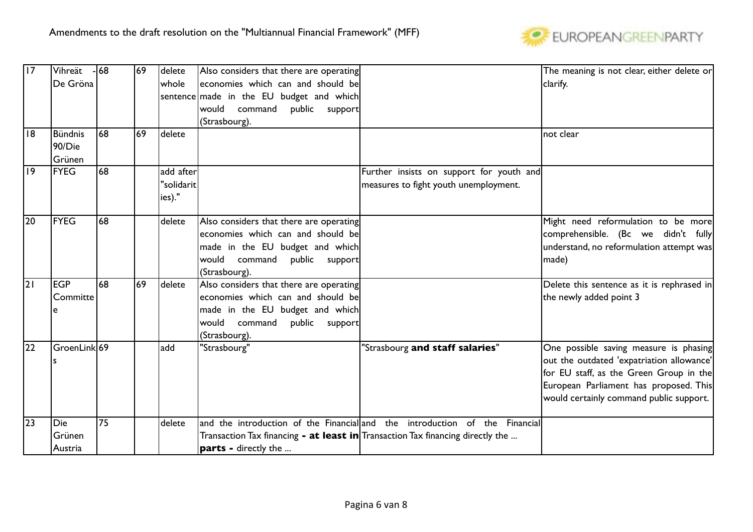Amendments to the draft resolution on the "Multiannual Financial Framework" (MFF)

| | | | | | | | |
|---|---|---|---|---|---|---|---|
| 17 | Vihreät - De Gröna | 68 | 69 | delete whole sentence | Also considers that there are operating economies which can and should be made in the EU budget and which would command public support (Strasbourg). | | The meaning is not clear, either delete or clarify. |
| 18 | Bündnis 90/Die Grünen | 68 | 69 | delete | | | not clear |
| 19 | FYEG | 68 | | add after "solidarities)." | | Further insists on support for youth and measures to fight youth unemployment. | |
| 20 | FYEG | 68 | | delete | Also considers that there are operating economies which can and should be made in the EU budget and which would command public support (Strasbourg). | | Might need reformulation to be more comprehensible. (Bc we didn't fully understand, no reformulation attempt was made) |
| 21 | EGP Committee | 68 | 69 | delete | Also considers that there are operating economies which can and should be made in the EU budget and which would command public support (Strasbourg). | | Delete this sentence as it is rephrased in the newly added point 3 |
| 22 | GroenLinks | 69 | | add | "Strasbourg" | "Strasbourg **and staff salaries**" | One possible saving measure is phasing out the outdated 'expatriation allowance' for EU staff, as the Green Group in the European Parliament has proposed. This would certainly command public support. |
| 23 | Die Grünen Austria | 75 | | delete | and the introduction of the Financial Transaction Tax financing **- at least in parts -** directly the ... | and the introduction of the Financial Transaction Tax financing directly the ... | |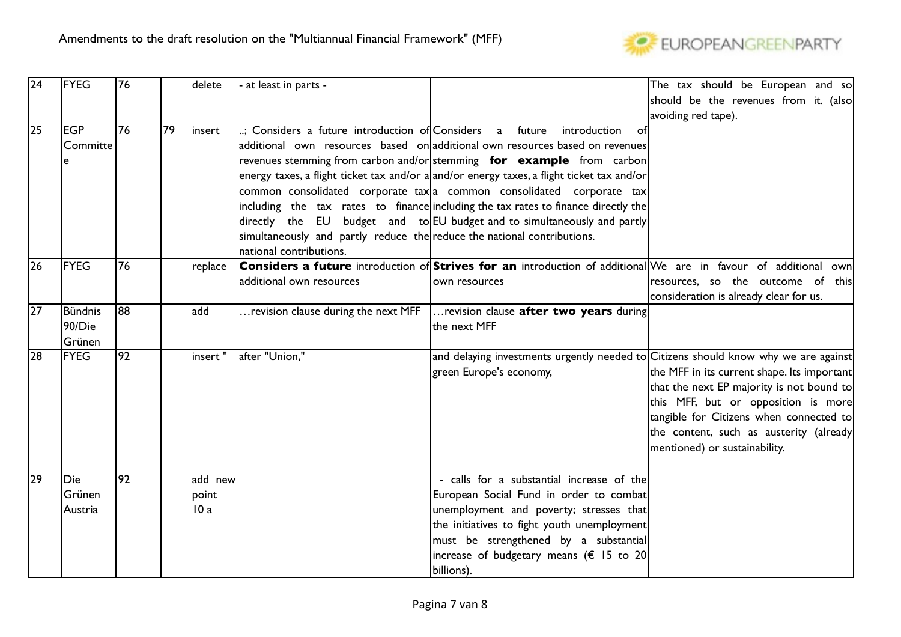| 24 | FYEG | 76 | | delete | - at least in parts - | | The tax should be European and so should be the revenues from it. (also avoiding red tape). |
|---|---|---|---|---|---|---|---|
| 25 | EGP Committee | 76 | 79 | insert | ..; Considers a future introduction of additional own resources based on revenues stemming from carbon and/or energy taxes, a flight ticket tax and/or a common consolidated corporate tax including the tax rates to finance directly the EU budget and to simultaneously and partly reduce the national contributions. | Considers a future introduction of additional own resources based on revenues stemming **for example** from carbon and/or energy taxes, a flight ticket tax and/or a common consolidated corporate tax including the tax rates to finance directly the EU budget and to simultaneously and partly reduce the national contributions. | |
| 26 | FYEG | 76 | | replace | **Considers a future** introduction of additional own resources | **Strives for an** introduction of additional own resources | We are in favour of additional own resources, so the outcome of this consideration is already clear for us. |
| 27 | Bündnis 90/Die Grünen | 88 | | add | …revision clause during the next MFF | …revision clause **after two years** during the next MFF | |
| 28 | FYEG | 92 | | insert " | after "Union," | and delaying investments urgently needed to green Europe's economy, | Citizens should know why we are against the MFF in its current shape. Its important that the next EP majority is not bound to this MFF, but or opposition is more tangible for Citizens when connected to the content, such as austerity (already mentioned) or sustainability. |
| 29 | Die Grünen Austria | 92 | | add new point 10 a | | - calls for a substantial increase of the European Social Fund in order to combat unemployment and poverty; stresses that the initiatives to fight youth unemployment must be strengthened by a substantial increase of budgetary means (€ 15 to 20 billions). | |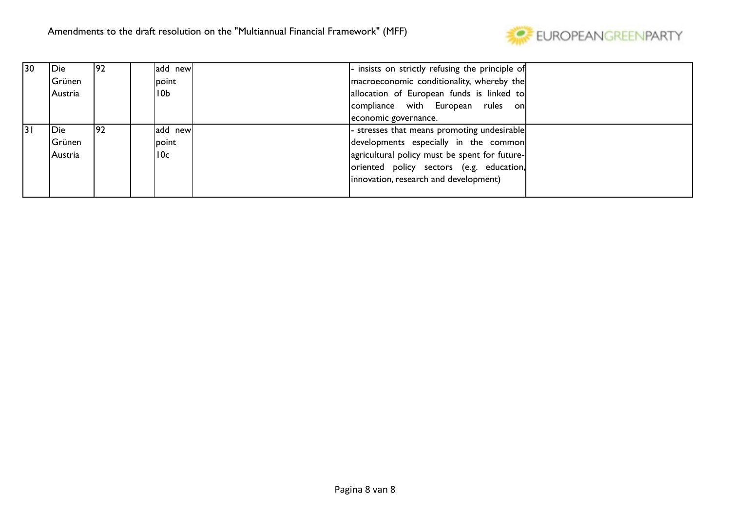| | | | | | | | |
|---|---|---|---|---|---|---|---|
| 30 | Die Grünen Austria | 92 | | add new point 10b | | - insists on strictly refusing the principle of macroeconomic conditionality, whereby the allocation of European funds is linked to compliance with European rules on economic governance. | |
| 31 | Die Grünen Austria | 92 | | add new point 10c | | - stresses that means promoting undesirable developments especially in the common agricultural policy must be spent for future-oriented policy sectors (e.g. education, innovation, research and development) | |